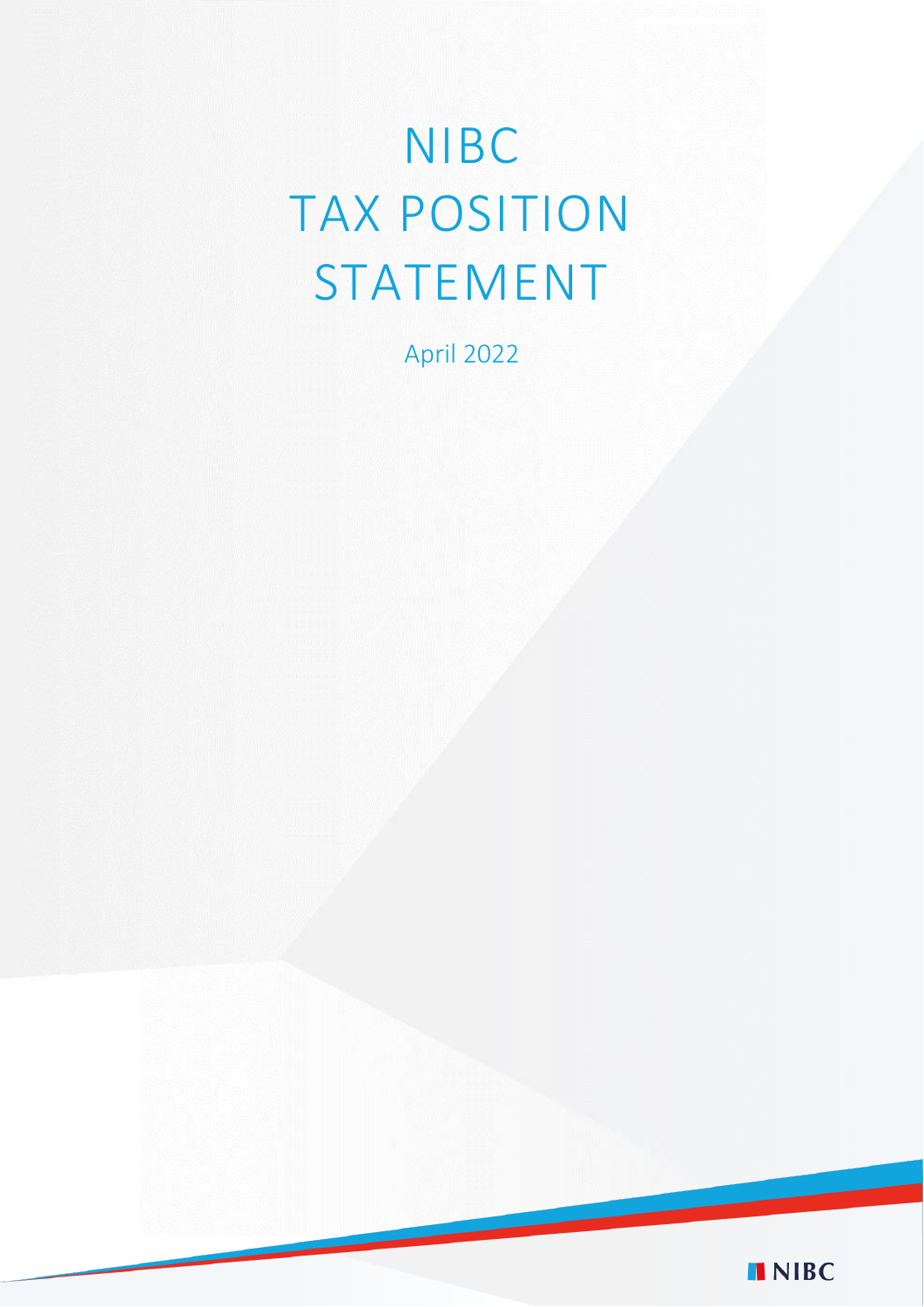# NIBC TAX POSITION STATEMENT

April 2022

NIBC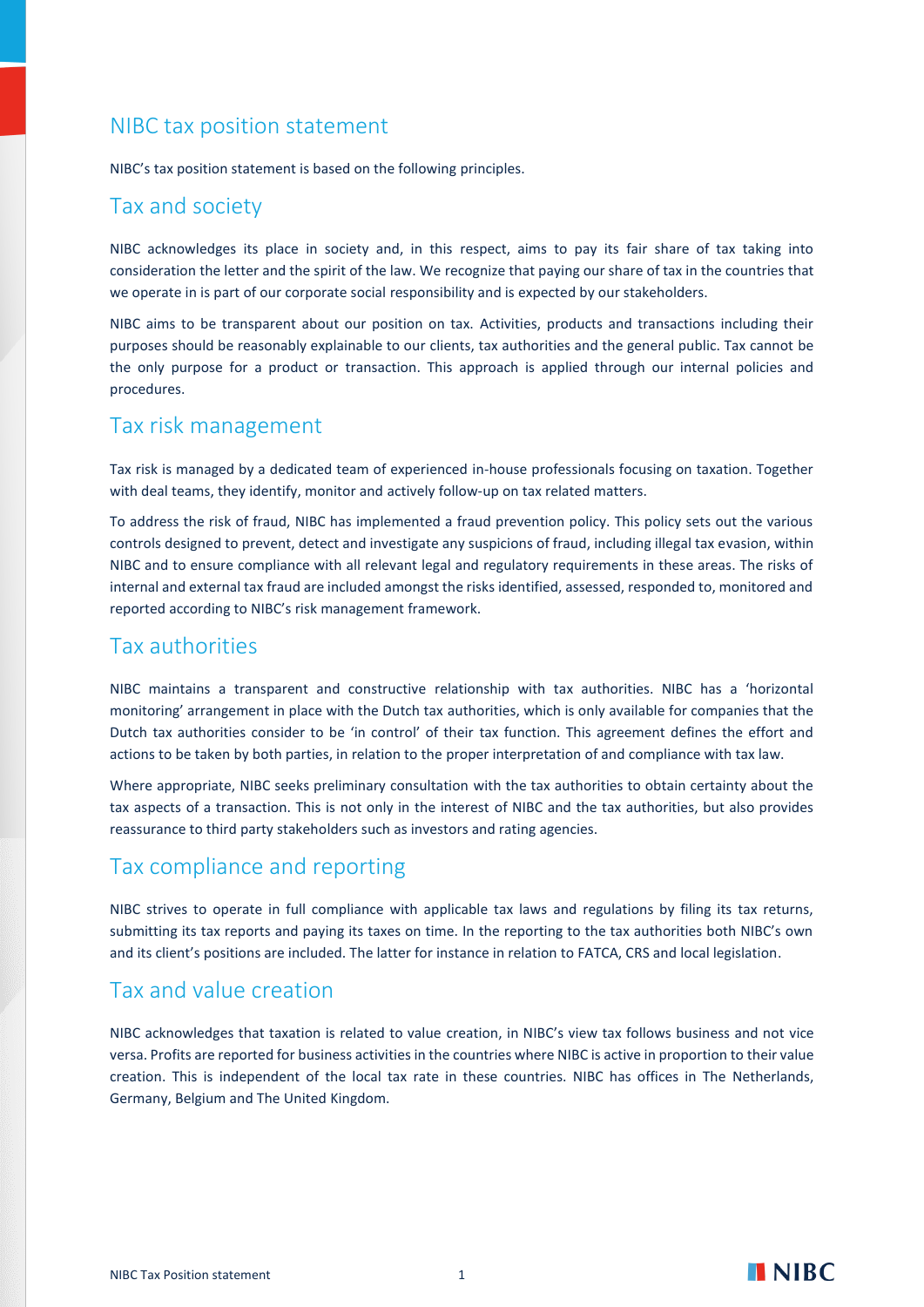# NIBC tax position statement

NIBC's tax position statement is based on the following principles.

## Tax and society

NIBC acknowledges its place in society and, in this respect, aims to pay its fair share of tax taking into consideration the letter and the spirit of the law. We recognize that paying our share of tax in the countries that we operate in is part of our corporate social responsibility and is expected by our stakeholders.

NIBC aims to be transparent about our position on tax. Activities, products and transactions including their purposes should be reasonably explainable to our clients, tax authorities and the general public. Tax cannot be the only purpose for a product or transaction. This approach is applied through our internal policies and procedures.

## Tax risk management

Tax risk is managed by a dedicated team of experienced in-house professionals focusing on taxation. Together with deal teams, they identify, monitor and actively follow-up on tax related matters.

To address the risk of fraud, NIBC has implemented a fraud prevention policy. This policy sets out the various controls designed to prevent, detect and investigate any suspicions of fraud, including illegal tax evasion, within NIBC and to ensure compliance with all relevant legal and regulatory requirements in these areas. The risks of internal and external tax fraud are included amongst the risks identified, assessed, responded to, monitored and reported according to NIBC's risk management framework.

## Tax authorities

NIBC maintains a transparent and constructive relationship with tax authorities. NIBC has a 'horizontal monitoring' arrangement in place with the Dutch tax authorities, which is only available for companies that the Dutch tax authorities consider to be 'in control' of their tax function. This agreement defines the effort and actions to be taken by both parties, in relation to the proper interpretation of and compliance with tax law.

Where appropriate, NIBC seeks preliminary consultation with the tax authorities to obtain certainty about the tax aspects of a transaction. This is not only in the interest of NIBC and the tax authorities, but also provides reassurance to third party stakeholders such as investors and rating agencies.

## Tax compliance and reporting

NIBC strives to operate in full compliance with applicable tax laws and regulations by filing its tax returns, submitting its tax reports and paying its taxes on time. In the reporting to the tax authorities both NIBC's own and its client's positions are included. The latter for instance in relation to FATCA, CRS and local legislation.

## Tax and value creation

NIBC acknowledges that taxation is related to value creation, in NIBC's view tax follows business and not vice versa. Profits are reported for business activities in the countries where NIBC is active in proportion to their value creation. This is independent of the local tax rate in these countries. NIBC has offices in The Netherlands, Germany, Belgium and The United Kingdom.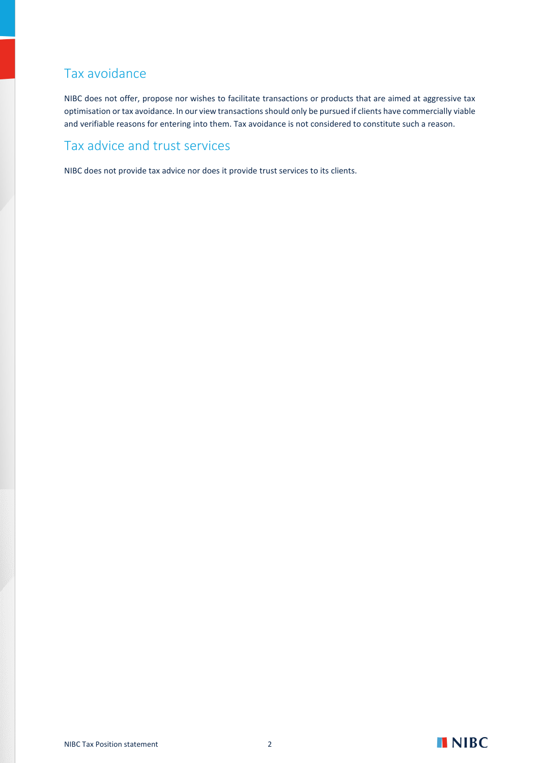## Tax avoidance

NIBC does not offer, propose nor wishes to facilitate transactions or products that are aimed at aggressive tax optimisation or tax avoidance. In our view transactions should only be pursued if clients have commercially viable and verifiable reasons for entering into them. Tax avoidance is not considered to constitute such a reason.

## Tax advice and trust services

NIBC does not provide tax advice nor does it provide trust services to its clients.